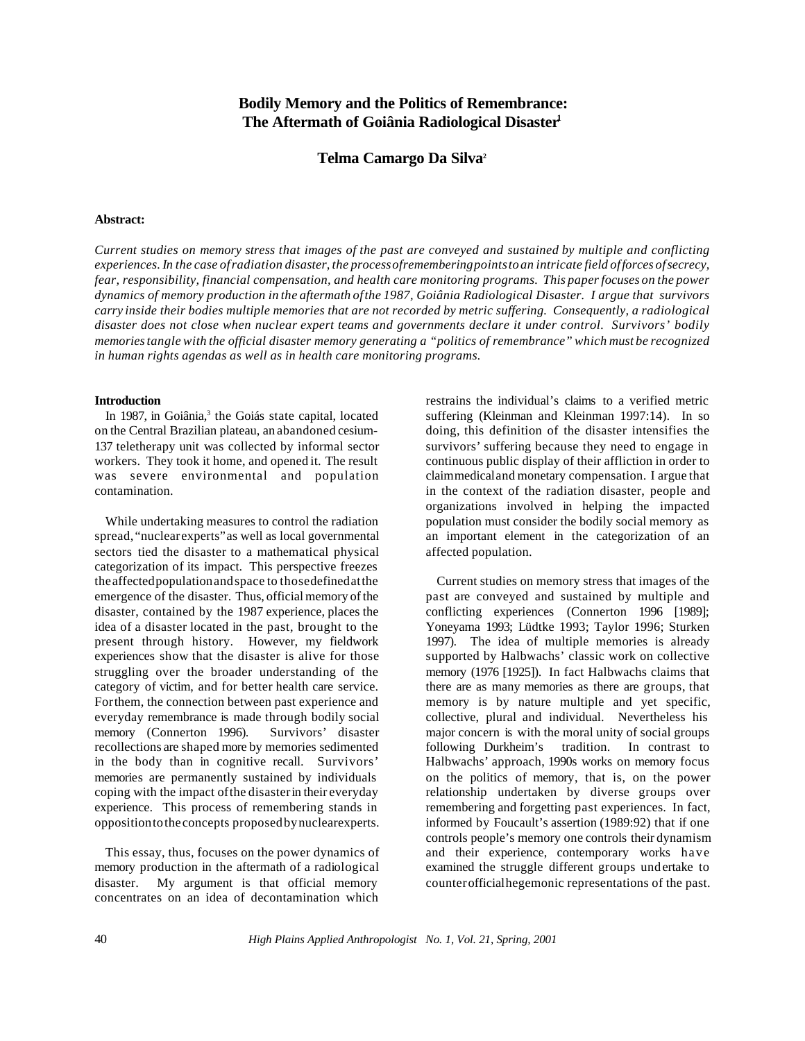# Bodily Memory and the Politics of Remembrance: The Aftermath of Goiânia Radiological Disaster[1]

**Telma Camargo Da Silva**[2]

**Abstract:**

*Current studies on memory stress that images of the past are conveyed and sustained by multiple and conflicting experiences. In the case of radiation disaster, the process of remembering points to an intricate field of forces of secrecy, fear, responsibility, financial compensation, and health care monitoring programs. This paper focuses on the power dynamics of memory production in the aftermath of the 1987, Goiânia Radiological Disaster. I argue that survivors carry inside their bodies multiple memories that are not recorded by metric suffering. Consequently, a radiological disaster does not close when nuclear expert teams and governments declare it under control. Survivors' bodily memories tangle with the official disaster memory generating a "politics of remembrance" which must be recognized in human rights agendas as well as in health care monitoring programs.*

## Introduction

In 1987, in Goiânia,[3] the Goiás state capital, located on the Central Brazilian plateau, an abandoned cesium-137 teletherapy unit was collected by informal sector workers. They took it home, and opened it. The result was severe environmental and population contamination.

While undertaking measures to control the radiation spread, "nuclear experts" as well as local governmental sectors tied the disaster to a mathematical physical categorization of its impact. This perspective freezes the affected population and space to those defined at the emergence of the disaster. Thus, official memory of the disaster, contained by the 1987 experience, places the idea of a disaster located in the past, brought to the present through history. However, my fieldwork experiences show that the disaster is alive for those struggling over the broader understanding of the category of victim, and for better health care service. For them, the connection between past experience and everyday remembrance is made through bodily social memory (Connerton 1996). Survivors' disaster recollections are shaped more by memories sedimented in the body than in cognitive recall. Survivors' memories are permanently sustained by individuals coping with the impact of the disaster in their everyday experience. This process of remembering stands in opposition to the concepts proposed by nuclear experts.

This essay, thus, focuses on the power dynamics of memory production in the aftermath of a radiological disaster. My argument is that official memory concentrates on an idea of decontamination which restrains the individual's claims to a verified metric suffering (Kleinman and Kleinman 1997:14). In so doing, this definition of the disaster intensifies the survivors' suffering because they need to engage in continuous public display of their affliction in order to claim medical and monetary compensation. I argue that in the context of the radiation disaster, people and organizations involved in helping the impacted population must consider the bodily social memory as an important element in the categorization of an affected population.

Current studies on memory stress that images of the past are conveyed and sustained by multiple and conflicting experiences (Connerton 1996 [1989]; Yoneyama 1993; Lüdtke 1993; Taylor 1996; Sturken 1997). The idea of multiple memories is already supported by Halbwachs' classic work on collective memory (1976 [1925]). In fact Halbwachs claims that there are as many memories as there are groups, that memory is by nature multiple and yet specific, collective, plural and individual. Nevertheless his major concern is with the moral unity of social groups following Durkheim's tradition. In contrast to Halbwachs' approach, 1990s works on memory focus on the politics of memory, that is, on the power relationship undertaken by diverse groups over remembering and forgetting past experiences. In fact, informed by Foucault's assertion (1989:92) that if one controls people's memory one controls their dynamism and their experience, contemporary works have examined the struggle different groups undertake to counter official hegemonic representations of the past.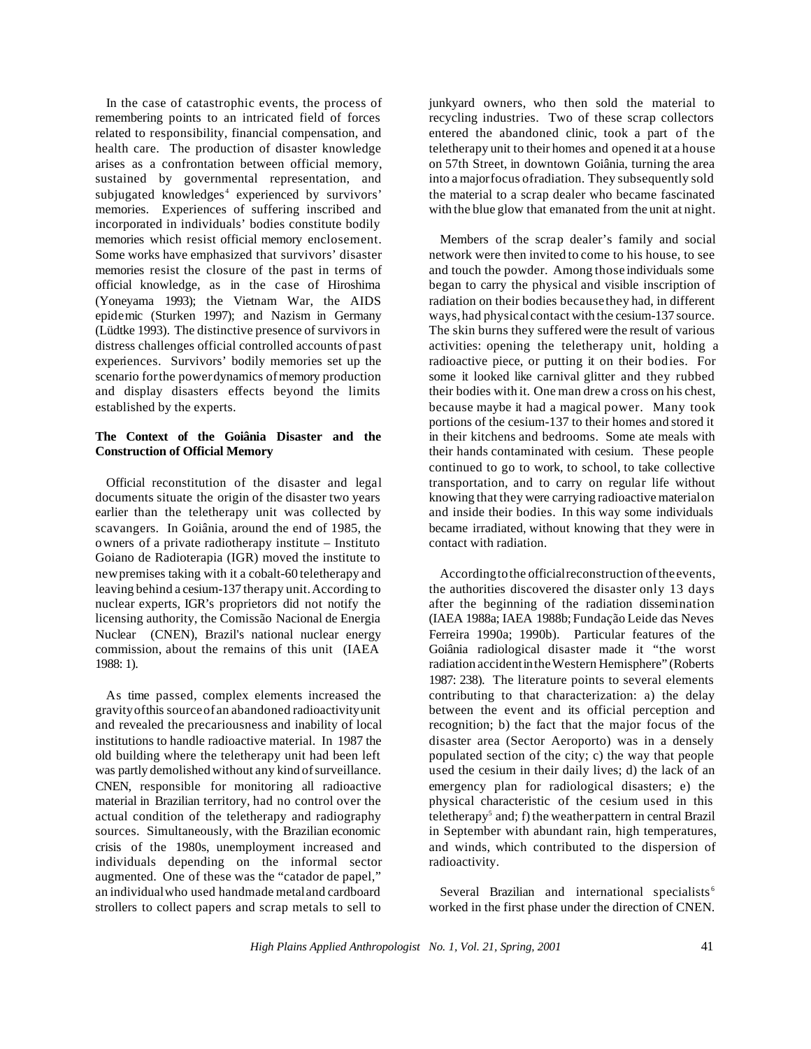In the case of catastrophic events, the process of remembering points to an intricated field of forces related to responsibility, financial compensation, and health care. The production of disaster knowledge arises as a confrontation between official memory, sustained by governmental representation, and subjugated knowledges[4] experienced by survivors' memories. Experiences of suffering inscribed and incorporated in individuals' bodies constitute bodily memories which resist official memory enclosement. Some works have emphasized that survivors' disaster memories resist the closure of the past in terms of official knowledge, as in the case of Hiroshima (Yoneyama 1993); the Vietnam War, the AIDS epidemic (Sturken 1997); and Nazism in Germany (Lüdtke 1993). The distinctive presence of survivors in distress challenges official controlled accounts of past experiences. Survivors' bodily memories set up the scenario for the power dynamics of memory production and display disasters effects beyond the limits established by the experts.

**The Context of the Goiânia Disaster and the Construction of Official Memory**

Official reconstitution of the disaster and legal documents situate the origin of the disaster two years earlier than the teletherapy unit was collected by scavangers. In Goiânia, around the end of 1985, the owners of a private radiotherapy institute – Instituto Goiano de Radioterapia (IGR) moved the institute to new premises taking with it a cobalt-60 teletherapy and leaving behind a cesium-137 therapy unit. According to nuclear experts, IGR's proprietors did not notify the licensing authority, the Comissão Nacional de Energia Nuclear (CNEN), Brazil's national nuclear energy commission, about the remains of this unit (IAEA 1988: 1).

As time passed, complex elements increased the gravity of this source of an abandoned radioactivity unit and revealed the precariousness and inability of local institutions to handle radioactive material. In 1987 the old building where the teletherapy unit had been left was partly demolished without any kind of surveillance. CNEN, responsible for monitoring all radioactive material in Brazilian territory, had no control over the actual condition of the teletherapy and radiography sources. Simultaneously, with the Brazilian economic crisis of the 1980s, unemployment increased and individuals depending on the informal sector augmented. One of these was the "catador de papel," an individual who used handmade metal and cardboard strollers to collect papers and scrap metals to sell to junkyard owners, who then sold the material to recycling industries. Two of these scrap collectors entered the abandoned clinic, took a part of the teletherapy unit to their homes and opened it at a house on 57th Street, in downtown Goiânia, turning the area into a major focus of radiation. They subsequently sold the material to a scrap dealer who became fascinated with the blue glow that emanated from the unit at night.

Members of the scrap dealer's family and social network were then invited to come to his house, to see and touch the powder. Among those individuals some began to carry the physical and visible inscription of radiation on their bodies because they had, in different ways, had physical contact with the cesium-137 source. The skin burns they suffered were the result of various activities: opening the teletherapy unit, holding a radioactive piece, or putting it on their bodies. For some it looked like carnival glitter and they rubbed their bodies with it. One man drew a cross on his chest, because maybe it had a magical power. Many took portions of the cesium-137 to their homes and stored it in their kitchens and bedrooms. Some ate meals with their hands contaminated with cesium. These people continued to go to work, to school, to take collective transportation, and to carry on regular life without knowing that they were carrying radioactive material on and inside their bodies. In this way some individuals became irradiated, without knowing that they were in contact with radiation.

According to the official reconstruction of the events, the authorities discovered the disaster only 13 days after the beginning of the radiation dissemination (IAEA 1988a; IAEA 1988b; Fundação Leide das Neves Ferreira 1990a; 1990b). Particular features of the Goiânia radiological disaster made it "the worst radiation accident in the Western Hemisphere" (Roberts 1987: 238). The literature points to several elements contributing to that characterization: a) the delay between the event and its official perception and recognition; b) the fact that the major focus of the disaster area (Sector Aeroporto) was in a densely populated section of the city; c) the way that people used the cesium in their daily lives; d) the lack of an emergency plan for radiological disasters; e) the physical characteristic of the cesium used in this teletherapy[5] and; f) the weather pattern in central Brazil in September with abundant rain, high temperatures, and winds, which contributed to the dispersion of radioactivity.

Several Brazilian and international specialists[6] worked in the first phase under the direction of CNEN.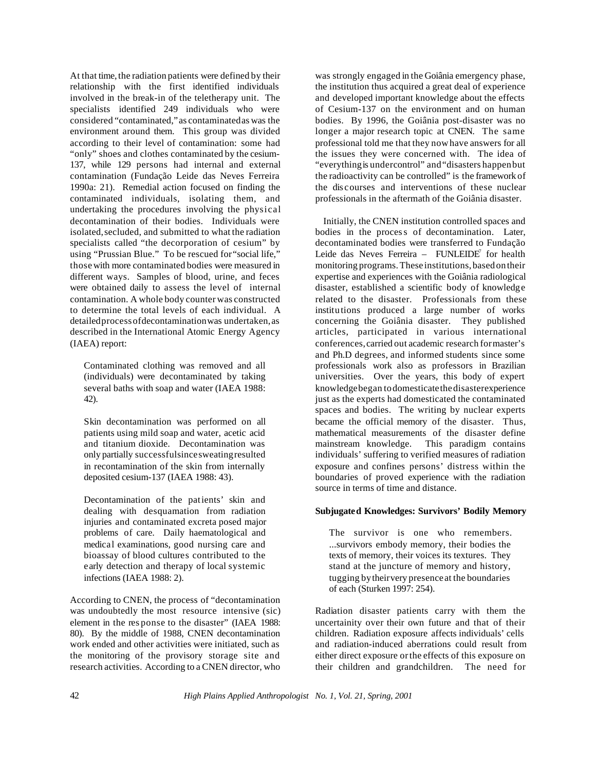At that time, the radiation patients were defined by their relationship with the first identified individuals involved in the break-in of the teletherapy unit. The specialists identified 249 individuals who were considered "contaminated," as contaminated as was the environment around them. This group was divided according to their level of contamination: some had "only" shoes and clothes contaminated by the cesium-137, while 129 persons had internal and external contamination (Fundação Leide das Neves Ferreira 1990a: 21). Remedial action focused on finding the contaminated individuals, isolating them, and undertaking the procedures involving the physical decontamination of their bodies. Individuals were isolated, secluded, and submitted to what the radiation specialists called "the decorporation of cesium" by using "Prussian Blue." To be rescued for "social life," those with more contaminated bodies were measured in different ways. Samples of blood, urine, and feces were obtained daily to assess the level of internal contamination. A whole body counter was constructed to determine the total levels of each individual. A detailed process of decontamination was undertaken, as described in the International Atomic Energy Agency (IAEA) report:

> Contaminated clothing was removed and all (individuals) were decontaminated by taking several baths with soap and water (IAEA 1988: 42).

> Skin decontamination was performed on all patients using mild soap and water, acetic acid and titanium dioxide. Decontamination was only partially successful since sweating resulted in recontamination of the skin from internally deposited cesium-137 (IAEA 1988: 43).

> Decontamination of the patients' skin and dealing with desquamation from radiation injuries and contaminated excreta posed major problems of care. Daily haematological and medical examinations, good nursing care and bioassay of blood cultures contributed to the early detection and therapy of local systemic infections (IAEA 1988: 2).

According to CNEN, the process of "decontamination was undoubtedly the most resource intensive (sic) element in the response to the disaster" (IAEA 1988: 80). By the middle of 1988, CNEN decontamination work ended and other activities were initiated, such as the monitoring of the provisory storage site and research activities. According to a CNEN director, who was strongly engaged in the Goiânia emergency phase, the institution thus acquired a great deal of experience and developed important knowledge about the effects of Cesium-137 on the environment and on human bodies. By 1996, the Goiânia post-disaster was no longer a major research topic at CNEN. The same professional told me that they now have answers for all the issues they were concerned with. The idea of "everything is under control" and "disasters happen but the radioactivity can be controlled" is the framework of the discourses and interventions of these nuclear professionals in the aftermath of the Goiânia disaster.

Initially, the CNEN institution controlled spaces and bodies in the process of decontamination. Later, decontaminated bodies were transferred to Fundação Leide das Neves Ferreira – FUNLEIDE[7] for health monitoring programs. These institutions, based on their expertise and experiences with the Goiânia radiological disaster, established a scientific body of knowledge related to the disaster. Professionals from these institutions produced a large number of works concerning the Goiânia disaster. They published articles, participated in various international conferences, carried out academic research for master's and Ph.D degrees, and informed students since some professionals work also as professors in Brazilian universities. Over the years, this body of expert knowledge began to domesticate the disaster experience just as the experts had domesticated the contaminated spaces and bodies. The writing by nuclear experts became the official memory of the disaster. Thus, mathematical measurements of the disaster define mainstream knowledge. This paradigm contains individuals' suffering to verified measures of radiation exposure and confines persons' distress within the boundaries of proved experience with the radiation source in terms of time and distance.

**Subjugated Knowledges: Survivors' Bodily Memory**

> The survivor is one who remembers. ...survivors embody memory, their bodies the texts of memory, their voices its textures. They stand at the juncture of memory and history, tugging by their very presence at the boundaries of each (Sturken 1997: 254).

Radiation disaster patients carry with them the uncertainity over their own future and that of their children. Radiation exposure affects individuals' cells and radiation-induced aberrations could result from either direct exposure or the effects of this exposure on their children and grandchildren. The need for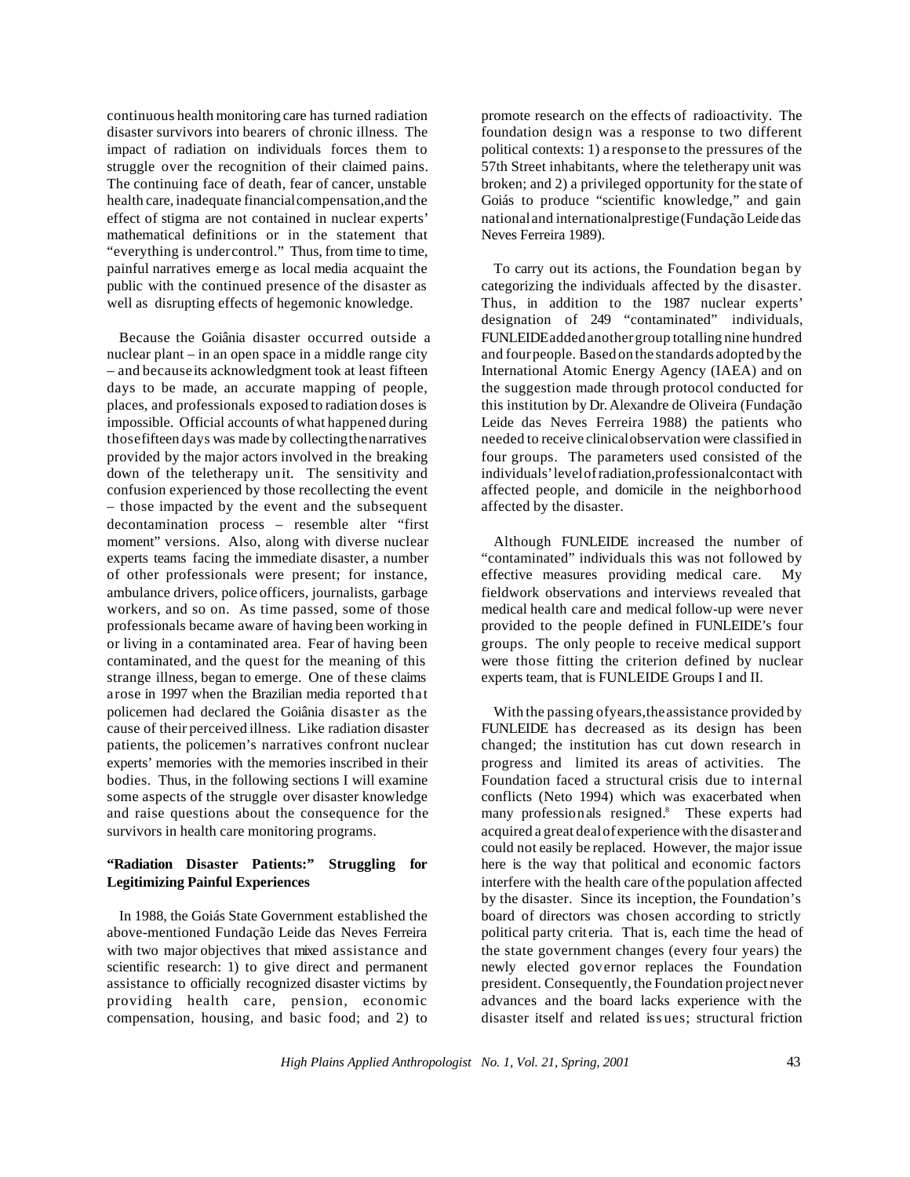continuous health monitoring care has turned radiation disaster survivors into bearers of chronic illness. The impact of radiation on individuals forces them to struggle over the recognition of their claimed pains. The continuing face of death, fear of cancer, unstable health care, inadequate financial compensation, and the effect of stigma are not contained in nuclear experts' mathematical definitions or in the statement that "everything is under control." Thus, from time to time, painful narratives emerge as local media acquaint the public with the continued presence of the disaster as well as disrupting effects of hegemonic knowledge.

Because the Goiânia disaster occurred outside a nuclear plant – in an open space in a middle range city – and because its acknowledgment took at least fifteen days to be made, an accurate mapping of people, places, and professionals exposed to radiation doses is impossible. Official accounts of what happened during those fifteen days was made by collecting the narratives provided by the major actors involved in the breaking down of the teletherapy unit. The sensitivity and confusion experienced by those recollecting the event – those impacted by the event and the subsequent decontamination process – resemble alter "first moment" versions. Also, along with diverse nuclear experts teams facing the immediate disaster, a number of other professionals were present; for instance, ambulance drivers, police officers, journalists, garbage workers, and so on. As time passed, some of those professionals became aware of having been working in or living in a contaminated area. Fear of having been contaminated, and the quest for the meaning of this strange illness, began to emerge. One of these claims arose in 1997 when the Brazilian media reported that policemen had declared the Goiânia disaster as the cause of their perceived illness. Like radiation disaster patients, the policemen's narratives confront nuclear experts' memories with the memories inscribed in their bodies. Thus, in the following sections I will examine some aspects of the struggle over disaster knowledge and raise questions about the consequence for the survivors in health care monitoring programs.

**"Radiation Disaster Patients:" Struggling for Legitimizing Painful Experiences**

In 1988, the Goiás State Government established the above-mentioned Fundação Leide das Neves Ferreira with two major objectives that mixed assistance and scientific research: 1) to give direct and permanent assistance to officially recognized disaster victims by providing health care, pension, economic compensation, housing, and basic food; and 2) to promote research on the effects of radioactivity. The foundation design was a response to two different political contexts: 1) a response to the pressures of the 57th Street inhabitants, where the teletherapy unit was broken; and 2) a privileged opportunity for the state of Goiás to produce "scientific knowledge," and gain national and international prestige (Fundação Leide das Neves Ferreira 1989).

To carry out its actions, the Foundation began by categorizing the individuals affected by the disaster. Thus, in addition to the 1987 nuclear experts' designation of 249 "contaminated" individuals, FUNLEIDE added another group totalling nine hundred and four people. Based on the standards adopted by the International Atomic Energy Agency (IAEA) and on the suggestion made through protocol conducted for this institution by Dr. Alexandre de Oliveira (Fundação Leide das Neves Ferreira 1988) the patients who needed to receive clinical observation were classified in four groups. The parameters used consisted of the individuals' level of radiation, professional contact with affected people, and domicile in the neighborhood affected by the disaster.

Although FUNLEIDE increased the number of "contaminated" individuals this was not followed by effective measures providing medical care. My fieldwork observations and interviews revealed that medical health care and medical follow-up were never provided to the people defined in FUNLEIDE's four groups. The only people to receive medical support were those fitting the criterion defined by nuclear experts team, that is FUNLEIDE Groups I and II.

With the passing of years, the assistance provided by FUNLEIDE has decreased as its design has been changed; the institution has cut down research in progress and limited its areas of activities. The Foundation faced a structural crisis due to internal conflicts (Neto 1994) which was exacerbated when many professionals resigned.[8] These experts had acquired a great deal of experience with the disaster and could not easily be replaced. However, the major issue here is the way that political and economic factors interfere with the health care of the population affected by the disaster. Since its inception, the Foundation's board of directors was chosen according to strictly political party criteria. That is, each time the head of the state government changes (every four years) the newly elected governor replaces the Foundation president. Consequently, the Foundation project never advances and the board lacks experience with the disaster itself and related issues; structural friction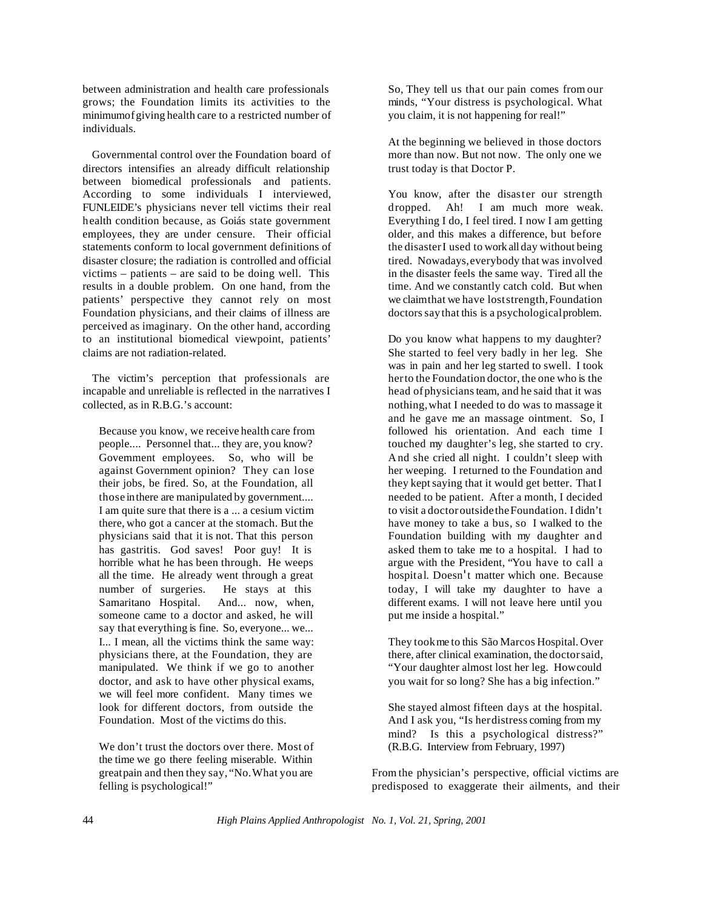between administration and health care professionals grows; the Foundation limits its activities to the minimumof giving health care to a restricted number of individuals.

Governmental control over the Foundation board of directors intensifies an already difficult relationship between biomedical professionals and patients. According to some individuals I interviewed, FUNLEIDE's physicians never tell victims their real health condition because, as Goiás state government employees, they are under censure. Their official statements conform to local government definitions of disaster closure; the radiation is controlled and official victims – patients – are said to be doing well. This results in a double problem. On one hand, from the patients' perspective they cannot rely on most Foundation physicians, and their claims of illness are perceived as imaginary. On the other hand, according to an institutional biomedical viewpoint, patients' claims are not radiation-related.

The victim's perception that professionals are incapable and unreliable is reflected in the narratives I collected, as in R.B.G.'s account:

> Because you know, we receive health care from people.... Personnel that... they are, you know? Government employees. So, who will be against Government opinion? They can lose their jobs, be fired. So, at the Foundation, all those in there are manipulated by government.... I am quite sure that there is a ... a cesium victim there, who got a cancer at the stomach. But the physicians said that it is not. That this person has gastritis. God saves! Poor guy! It is horrible what he has been through. He weeps all the time. He already went through a great number of surgeries. He stays at this Samaritano Hospital. And... now, when, someone came to a doctor and asked, he will say that everything is fine. So, everyone... we... I... I mean, all the victims think the same way: physicians there, at the Foundation, they are manipulated. We think if we go to another doctor, and ask to have other physical exams, we will feel more confident. Many times we look for different doctors, from outside the Foundation. Most of the victims do this.
>
> We don't trust the doctors over there. Most of the time we go there feeling miserable. Within great pain and then they say, "No. What you are felling is psychological!"
>
> So, They tell us that our pain comes from our minds, "Your distress is psychological. What you claim, it is not happening for real!"
>
> At the beginning we believed in those doctors more than now. But not now. The only one we trust today is that Doctor P.
>
> You know, after the disaster our strength dropped. Ah! I am much more weak. Everything I do, I feel tired. I now I am getting older, and this makes a difference, but before the disaster I used to work all day without being tired. Nowadays, everybody that was involved in the disaster feels the same way. Tired all the time. And we constantly catch cold. But when we claim that we have lost strength, Foundation doctors say that this is a psychological problem.
>
> Do you know what happens to my daughter? She started to feel very badly in her leg. She was in pain and her leg started to swell. I took her to the Foundation doctor, the one who is the head of physicians team, and he said that it was nothing, what I needed to do was to massage it and he gave me an massage ointment. So, I followed his orientation. And each time I touched my daughter's leg, she started to cry. And she cried all night. I couldn't sleep with her weeping. I returned to the Foundation and they kept saying that it would get better. That I needed to be patient. After a month, I decided to visit a doctor outside the Foundation. I didn't have money to take a bus, so I walked to the Foundation building with my daughter and asked them to take me to a hospital. I had to argue with the President, "You have to call a hospital. Doesn't matter which one. Because today, I will take my daughter to have a different exams. I will not leave here until you put me inside a hospital."
>
> They took me to this São Marcos Hospital. Over there, after clinical examination, the doctor said, "Your daughter almost lost her leg. How could you wait for so long? She has a big infection."
>
> She stayed almost fifteen days at the hospital. And I ask you, "Is her distress coming from my mind? Is this a psychological distress?" (R.B.G. Interview from February, 1997)

From the physician's perspective, official victims are predisposed to exaggerate their ailments, and their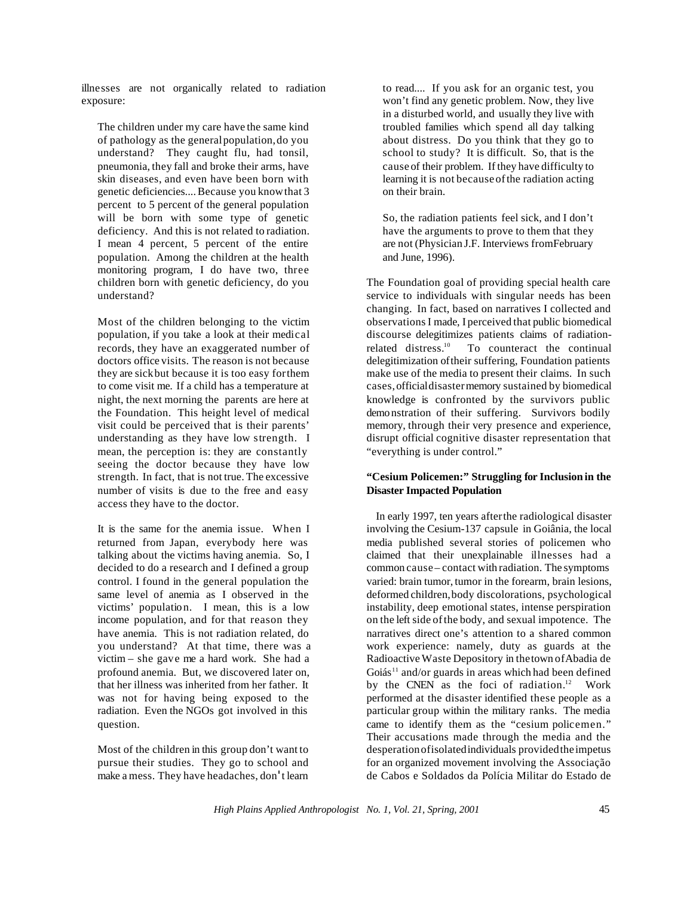illnesses are not organically related to radiation exposure:

> The children under my care have the same kind of pathology as the general population, do you understand? They caught flu, had tonsil, pneumonia, they fall and broke their arms, have skin diseases, and even have been born with genetic deficiencies.... Because you know that 3 percent to 5 percent of the general population will be born with some type of genetic deficiency. And this is not related to radiation. I mean 4 percent, 5 percent of the entire population. Among the children at the health monitoring program, I do have two, three children born with genetic deficiency, do you understand?
>
> Most of the children belonging to the victim population, if you take a look at their medical records, they have an exaggerated number of doctors office visits. The reason is not because they are sick but because it is too easy for them to come visit me. If a child has a temperature at night, the next morning the parents are here at the Foundation. This height level of medical visit could be perceived that is their parents' understanding as they have low strength. I mean, the perception is: they are constantly seeing the doctor because they have low strength. In fact, that is not true. The excessive number of visits is due to the free and easy access they have to the doctor.
>
> It is the same for the anemia issue. When I returned from Japan, everybody here was talking about the victims having anemia. So, I decided to do a research and I defined a group control. I found in the general population the same level of anemia as I observed in the victims' population. I mean, this is a low income population, and for that reason they have anemia. This is not radiation related, do you understand? At that time, there was a victim – she gave me a hard work. She had a profound anemia. But, we discovered later on, that her illness was inherited from her father. It was not for having being exposed to the radiation. Even the NGOs got involved in this question.
>
> Most of the children in this group don't want to pursue their studies. They go to school and make a mess. They have headaches, don't learn to read.... If you ask for an organic test, you won't find any genetic problem. Now, they live in a disturbed world, and usually they live with troubled families which spend all day talking about distress. Do you think that they go to school to study? It is difficult. So, that is the cause of their problem. If they have difficulty to learning it is not because of the radiation acting on their brain.
>
> So, the radiation patients feel sick, and I don't have the arguments to prove to them that they are not (Physician J.F. Interviews from February and June, 1996).

The Foundation goal of providing special health care service to individuals with singular needs has been changing. In fact, based on narratives I collected and observations I made, I perceived that public biomedical discourse delegitimizes patients claims of radiation-related distress.[10] To counteract the continual delegitimization of their suffering, Foundation patients make use of the media to present their claims. In such cases, official disaster memory sustained by biomedical knowledge is confronted by the survivors public demonstration of their suffering. Survivors bodily memory, through their very presence and experience, disrupt official cognitive disaster representation that "everything is under control."

### "Cesium Policemen:" Struggling for Inclusion in the Disaster Impacted Population

In early 1997, ten years after the radiological disaster involving the Cesium-137 capsule in Goiânia, the local media published several stories of policemen who claimed that their unexplainable illnesses had a common cause – contact with radiation. The symptoms varied: brain tumor, tumor in the forearm, brain lesions, deformed children, body discolorations, psychological instability, deep emotional states, intense perspiration on the left side of the body, and sexual impotence. The narratives direct one's attention to a shared common work experience: namely, duty as guards at the Radioactive Waste Depository in the town of Abadia de Goiás[11] and/or guards in areas which had been defined by the CNEN as the foci of radiation.[12] Work performed at the disaster identified these people as a particular group within the military ranks. The media came to identify them as the "cesium policemen." Their accusations made through the media and the desperation of isolated individuals provided the impetus for an organized movement involving the Associação de Cabos e Soldados da Polícia Militar do Estado de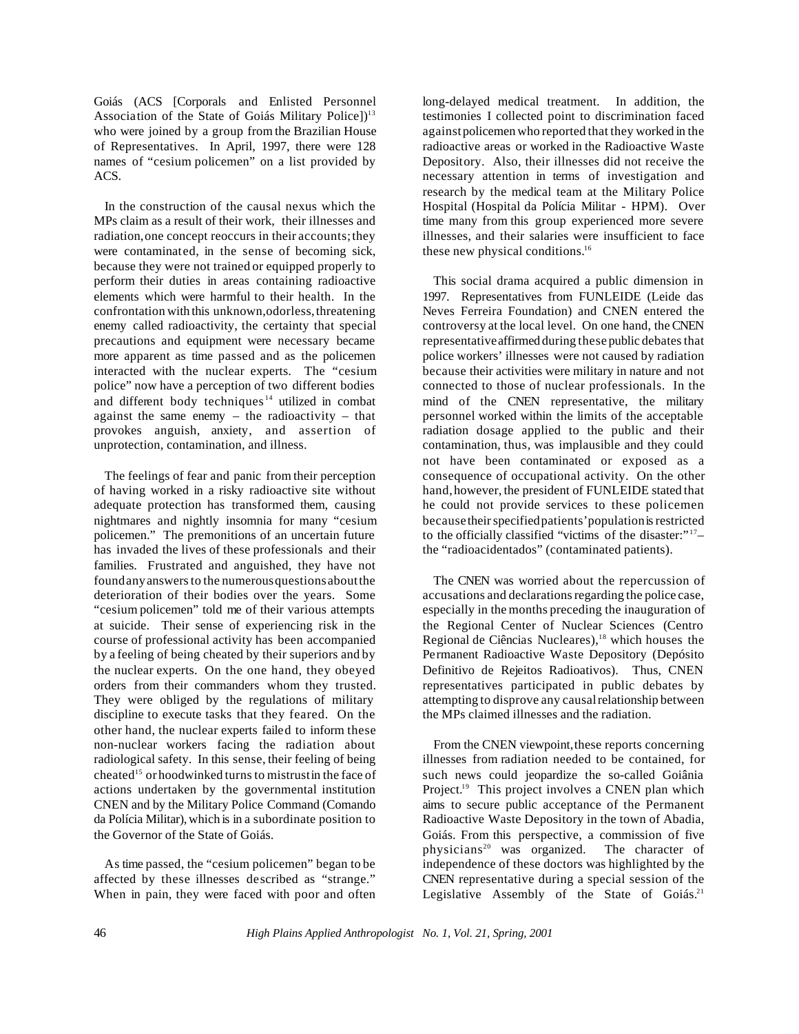Goiás (ACS [Corporals and Enlisted Personnel Association of the State of Goiás Military Police])[13] who were joined by a group from the Brazilian House of Representatives. In April, 1997, there were 128 names of "cesium policemen" on a list provided by ACS.

In the construction of the causal nexus which the MPs claim as a result of their work, their illnesses and radiation, one concept reoccurs in their accounts; they were contaminated, in the sense of becoming sick, because they were not trained or equipped properly to perform their duties in areas containing radioactive elements which were harmful to their health. In the confrontation with this unknown, odorless, threatening enemy called radioactivity, the certainty that special precautions and equipment were necessary became more apparent as time passed and as the policemen interacted with the nuclear experts. The "cesium police" now have a perception of two different bodies and different body techniques[14] utilized in combat against the same enemy – the radioactivity – that provokes anguish, anxiety, and assertion of unprotection, contamination, and illness.

The feelings of fear and panic from their perception of having worked in a risky radioactive site without adequate protection has transformed them, causing nightmares and nightly insomnia for many "cesium policemen." The premonitions of an uncertain future has invaded the lives of these professionals and their families. Frustrated and anguished, they have not found any answers to the numerous questions about the deterioration of their bodies over the years. Some "cesium policemen" told me of their various attempts at suicide. Their sense of experiencing risk in the course of professional activity has been accompanied by a feeling of being cheated by their superiors and by the nuclear experts. On the one hand, they obeyed orders from their commanders whom they trusted. They were obliged by the regulations of military discipline to execute tasks that they feared. On the other hand, the nuclear experts failed to inform these non-nuclear workers facing the radiation about radiological safety. In this sense, their feeling of being cheated[15] or hoodwinked turns to mistrust in the face of actions undertaken by the governmental institution CNEN and by the Military Police Command (Comando da Polícia Militar), which is in a subordinate position to the Governor of the State of Goiás.

As time passed, the "cesium policemen" began to be affected by these illnesses described as "strange." When in pain, they were faced with poor and often long-delayed medical treatment. In addition, the testimonies I collected point to discrimination faced against policemen who reported that they worked in the radioactive areas or worked in the Radioactive Waste Depository. Also, their illnesses did not receive the necessary attention in terms of investigation and research by the medical team at the Military Police Hospital (Hospital da Polícia Militar - HPM). Over time many from this group experienced more severe illnesses, and their salaries were insufficient to face these new physical conditions.[16]

This social drama acquired a public dimension in 1997. Representatives from FUNLEIDE (Leide das Neves Ferreira Foundation) and CNEN entered the controversy at the local level. On one hand, the CNEN representative affirmed during these public debates that police workers' illnesses were not caused by radiation because their activities were military in nature and not connected to those of nuclear professionals. In the mind of the CNEN representative, the military personnel worked within the limits of the acceptable radiation dosage applied to the public and their contamination, thus, was implausible and they could not have been contaminated or exposed as a consequence of occupational activity. On the other hand, however, the president of FUNLEIDE stated that he could not provide services to these policemen because their specified patients' population is restricted to the officially classified "victims of the disaster:"[17] – the "radioacidentados" (contaminated patients).

The CNEN was worried about the repercussion of accusations and declarations regarding the police case, especially in the months preceding the inauguration of the Regional Center of Nuclear Sciences (Centro Regional de Ciências Nucleares),[18] which houses the Permanent Radioactive Waste Depository (Depósito Definitivo de Rejeitos Radioativos). Thus, CNEN representatives participated in public debates by attempting to disprove any causal relationship between the MPs claimed illnesses and the radiation.

From the CNEN viewpoint, these reports concerning illnesses from radiation needed to be contained, for such news could jeopardize the so-called Goiânia Project.[19] This project involves a CNEN plan which aims to secure public acceptance of the Permanent Radioactive Waste Depository in the town of Abadia, Goiás. From this perspective, a commission of five physicians[20] was organized. The character of independence of these doctors was highlighted by the CNEN representative during a special session of the Legislative Assembly of the State of Goiás.[21]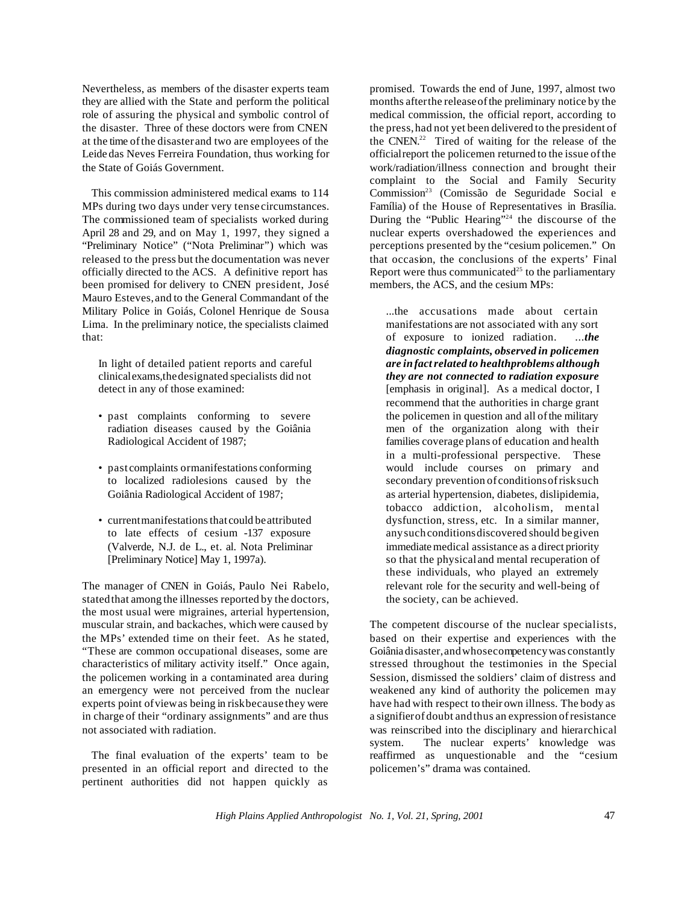Nevertheless, as members of the disaster experts team they are allied with the State and perform the political role of assuring the physical and symbolic control of the disaster. Three of these doctors were from CNEN at the time of the disaster and two are employees of the Leide das Neves Ferreira Foundation, thus working for the State of Goiás Government.

This commission administered medical exams to 114 MPs during two days under very tense circumstances. The commissioned team of specialists worked during April 28 and 29, and on May 1, 1997, they signed a "Preliminary Notice" ("Nota Preliminar") which was released to the press but the documentation was never officially directed to the ACS. A definitive report has been promised for delivery to CNEN president, José Mauro Esteves, and to the General Commandant of the Military Police in Goiás, Colonel Henrique de Sousa Lima. In the preliminary notice, the specialists claimed that:

> In light of detailed patient reports and careful clinical exams, the designated specialists did not detect in any of those examined:
>
> - past complaints conforming to severe radiation diseases caused by the Goiânia Radiological Accident of 1987;
> - past complaints or manifestations conforming to localized radiolesions caused by the Goiânia Radiological Accident of 1987;
> - current manifestations that could be attributed to late effects of cesium -137 exposure (Valverde, N.J. de L., et. al. Nota Preliminar [Preliminary Notice] May 1, 1997a).

The manager of CNEN in Goiás, Paulo Nei Rabelo, stated that among the illnesses reported by the doctors, the most usual were migraines, arterial hypertension, muscular strain, and backaches, which were caused by the MPs' extended time on their feet. As he stated, "These are common occupational diseases, some are characteristics of military activity itself." Once again, the policemen working in a contaminated area during an emergency were not perceived from the nuclear experts point of view as being in risk because they were in charge of their "ordinary assignments" and are thus not associated with radiation.

The final evaluation of the experts' team to be presented in an official report and directed to the pertinent authorities did not happen quickly as promised. Towards the end of June, 1997, almost two months after the release of the preliminary notice by the medical commission, the official report, according to the press, had not yet been delivered to the president of the CNEN.[22] Tired of waiting for the release of the official report the policemen returned to the issue of the work/radiation/illness connection and brought their complaint to the Social and Family Security Commission[23] (Comissão de Seguridade Social e Família) of the House of Representatives in Brasília. During the "Public Hearing"[24] the discourse of the nuclear experts overshadowed the experiences and perceptions presented by the "cesium policemen." On that occasion, the conclusions of the experts' Final Report were thus communicated[25] to the parliamentary members, the ACS, and the cesium MPs:

> ...the accusations made about certain manifestations are not associated with any sort of exposure to ionized radiation. ...***the diagnostic complaints, observed in policemen are in fact related to healthproblems although they are not connected to radiation exposure*** [emphasis in original]. As a medical doctor, I recommend that the authorities in charge grant the policemen in question and all of the military men of the organization along with their families coverage plans of education and health in a multi-professional perspective. These would include courses on primary and secondary prevention of conditions of risk such as arterial hypertension, diabetes, dislipidemia, tobacco addiction, alcoholism, mental dysfunction, stress, etc. In a similar manner, any such conditions discovered should be given immediate medical assistance as a direct priority so that the physical and mental recuperation of these individuals, who played an extremely relevant role for the security and well-being of the society, can be achieved.

The competent discourse of the nuclear specialists, based on their expertise and experiences with the Goiânia disaster, and whose competency was constantly stressed throughout the testimonies in the Special Session, dismissed the soldiers' claim of distress and weakened any kind of authority the policemen may have had with respect to their own illness. The body as a signifier of doubt and thus an expression of resistance was reinscribed into the disciplinary and hierarchical system. The nuclear experts' knowledge was reaffirmed as unquestionable and the "cesium policemen's" drama was contained.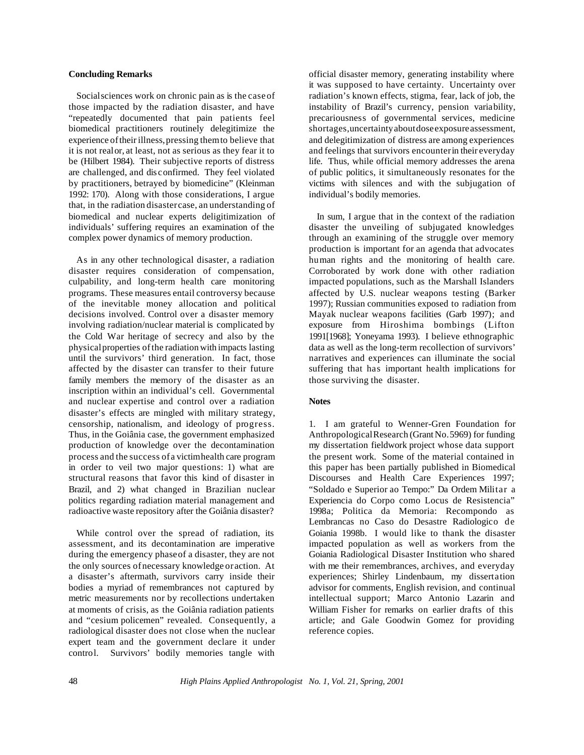**Concluding Remarks**

Social sciences work on chronic pain as is the case of those impacted by the radiation disaster, and have "repeatedly documented that pain patients feel biomedical practitioners routinely delegitimize the experience of their illness, pressing them to believe that it is not real or, at least, not as serious as they fear it to be (Hilbert 1984). Their subjective reports of distress are challenged, and disconfirmed. They feel violated by practitioners, betrayed by biomedicine" (Kleinman 1992: 170). Along with those considerations, I argue that, in the radiation disaster case, an understanding of biomedical and nuclear experts deligitimization of individuals' suffering requires an examination of the complex power dynamics of memory production.

As in any other technological disaster, a radiation disaster requires consideration of compensation, culpability, and long-term health care monitoring programs. These measures entail controversy because of the inevitable money allocation and political decisions involved. Control over a disaster memory involving radiation/nuclear material is complicated by the Cold War heritage of secrecy and also by the physical properties of the radiation with impacts lasting until the survivors' third generation. In fact, those affected by the disaster can transfer to their future family members the memory of the disaster as an inscription within an individual's cell. Governmental and nuclear expertise and control over a radiation disaster's effects are mingled with military strategy, censorship, nationalism, and ideology of progress. Thus, in the Goiânia case, the government emphasized production of knowledge over the decontamination process and the success of a victim health care program in order to veil two major questions: 1) what are structural reasons that favor this kind of disaster in Brazil, and 2) what changed in Brazilian nuclear politics regarding radiation material management and radioactive waste repository after the Goiânia disaster?

While control over the spread of radiation, its assessment, and its decontamination are imperative during the emergency phase of a disaster, they are not the only sources of necessary knowledge or action. At a disaster's aftermath, survivors carry inside their bodies a myriad of remembrances not captured by metric measurements nor by recollections undertaken at moments of crisis, as the Goiânia radiation patients and "cesium policemen" revealed. Consequently, a radiological disaster does not close when the nuclear expert team and the government declare it under control. Survivors' bodily memories tangle with official disaster memory, generating instability where it was supposed to have certainty. Uncertainty over radiation's known effects, stigma, fear, lack of job, the instability of Brazil's currency, pension variability, precariousness of governmental services, medicine shortages, uncertainty about dose exposure assessment, and delegitimization of distress are among experiences and feelings that survivors encounter in their everyday life. Thus, while official memory addresses the arena of public politics, it simultaneously resonates for the victims with silences and with the subjugation of individual's bodily memories.

In sum, I argue that in the context of the radiation disaster the unveiling of subjugated knowledges through an examining of the struggle over memory production is important for an agenda that advocates human rights and the monitoring of health care. Corroborated by work done with other radiation impacted populations, such as the Marshall Islanders affected by U.S. nuclear weapons testing (Barker 1997); Russian communities exposed to radiation from Mayak nuclear weapons facilities (Garb 1997); and exposure from Hiroshima bombings (Lifton 1991[1968]; Yoneyama 1993). I believe ethnographic data as well as the long-term recollection of survivors' narratives and experiences can illuminate the social suffering that has important health implications for those surviving the disaster.

**Notes**

1. I am grateful to Wenner-Gren Foundation for Anthropological Research (Grant No. 5969) for funding my dissertation fieldwork project whose data support the present work. Some of the material contained in this paper has been partially published in Biomedical Discourses and Health Care Experiences 1997; "Soldado e Superior ao Tempo:" Da Ordem Militar a Experiencia do Corpo como Locus de Resistencia" 1998a; Politica da Memoria: Recompondo as Lembrancas no Caso do Desastre Radiologico de Goiania 1998b. I would like to thank the disaster impacted population as well as workers from the Goiania Radiological Disaster Institution who shared with me their remembrances, archives, and everyday experiences; Shirley Lindenbaum, my dissertation advisor for comments, English revision, and continual intellectual support; Marco Antonio Lazarin and William Fisher for remarks on earlier drafts of this article; and Gale Goodwin Gomez for providing reference copies.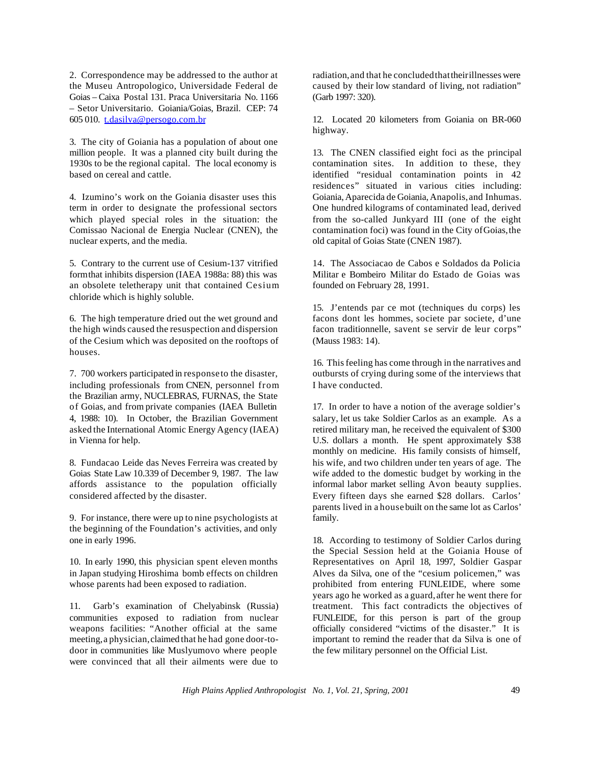2. Correspondence may be addressed to the author at the Museu Antropologico, Universidade Federal de Goias – Caixa Postal 131. Praca Universitaria No. 1166 – Setor Universitario. Goiania/Goias, Brazil. CEP: 74 605 010. [t.dasilva@persogo.com.br](mailto:t.dasilva@persogo.com.br)

3. The city of Goiania has a population of about one million people. It was a planned city built during the 1930s to be the regional capital. The local economy is based on cereal and cattle.

4. Izumino's work on the Goiania disaster uses this term in order to designate the professional sectors which played special roles in the situation: the Comissao Nacional de Energia Nuclear (CNEN), the nuclear experts, and the media.

5. Contrary to the current use of Cesium-137 vitrified form that inhibits dispersion (IAEA 1988a: 88) this was an obsolete teletherapy unit that contained Cesium chloride which is highly soluble.

6. The high temperature dried out the wet ground and the high winds caused the resuspection and dispersion of the Cesium which was deposited on the rooftops of houses.

7. 700 workers participated in response to the disaster, including professionals from CNEN, personnel from the Brazilian army, NUCLEBRAS, FURNAS, the State of Goias, and from private companies (IAEA Bulletin 4, 1988: 10). In October, the Brazilian Government asked the International Atomic Energy Agency (IAEA) in Vienna for help.

8. Fundacao Leide das Neves Ferreira was created by Goias State Law 10.339 of December 9, 1987. The law affords assistance to the population officially considered affected by the disaster.

9. For instance, there were up to nine psychologists at the beginning of the Foundation's activities, and only one in early 1996.

10. In early 1990, this physician spent eleven months in Japan studying Hiroshima bomb effects on children whose parents had been exposed to radiation.

11. Garb's examination of Chelyabinsk (Russia) communities exposed to radiation from nuclear weapons facilities: "Another official at the same meeting, a physician, claimed that he had gone door-to-door in communities like Muslyumovo where people were convinced that all their ailments were due to radiation, and that he concluded that their illnesses were caused by their low standard of living, not radiation" (Garb 1997: 320).

12. Located 20 kilometers from Goiania on BR-060 highway.

13. The CNEN classified eight foci as the principal contamination sites. In addition to these, they identified "residual contamination points in 42 residences" situated in various cities including: Goiania, Aparecida de Goiania, Anapolis, and Inhumas. One hundred kilograms of contaminated lead, derived from the so-called Junkyard III (one of the eight contamination foci) was found in the City of Goias, the old capital of Goias State (CNEN 1987).

14. The Associacao de Cabos e Soldados da Policia Militar e Bombeiro Militar do Estado de Goias was founded on February 28, 1991.

15. J'entends par ce mot (techniques du corps) les facons dont les hommes, societe par societe, d'une facon traditionnelle, savent se servir de leur corps" (Mauss 1983: 14).

16. This feeling has come through in the narratives and outbursts of crying during some of the interviews that I have conducted.

17. In order to have a notion of the average soldier's salary, let us take Soldier Carlos as an example. As a retired military man, he received the equivalent of $300 U.S. dollars a month. He spent approximately $38 monthly on medicine. His family consists of himself, his wife, and two children under ten years of age. The wife added to the domestic budget by working in the informal labor market selling Avon beauty supplies. Every fifteen days she earned $28 dollars. Carlos' parents lived in a house built on the same lot as Carlos' family.

18. According to testimony of Soldier Carlos during the Special Session held at the Goiania House of Representatives on April 18, 1997, Soldier Gaspar Alves da Silva, one of the "cesium policemen," was prohibited from entering FUNLEIDE, where some years ago he worked as a guard, after he went there for treatment. This fact contradicts the objectives of FUNLEIDE, for this person is part of the group officially considered "victims of the disaster." It is important to remind the reader that da Silva is one of the few military personnel on the Official List.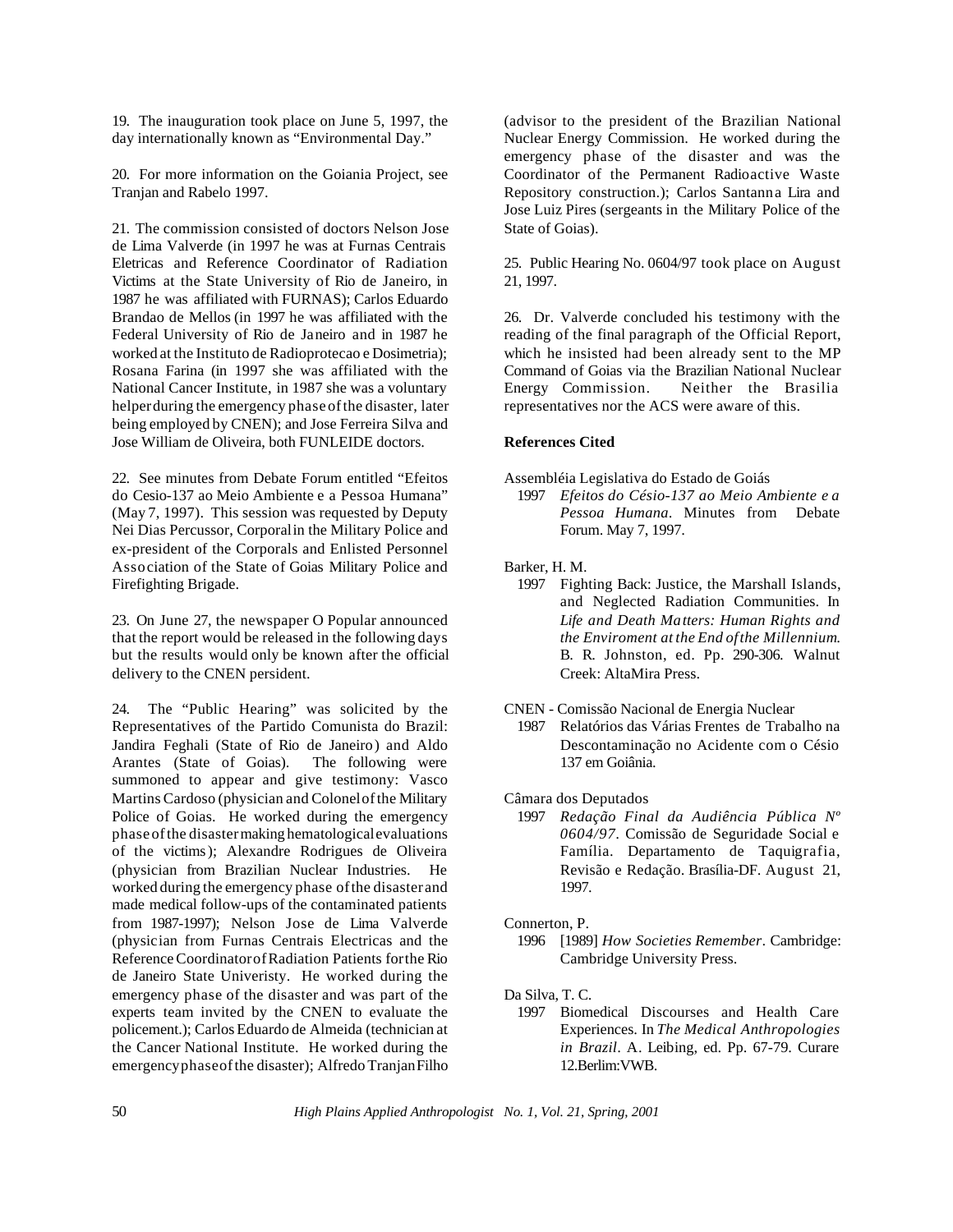19. The inauguration took place on June 5, 1997, the day internationally known as "Environmental Day."

20. For more information on the Goiania Project, see Tranjan and Rabelo 1997.

21. The commission consisted of doctors Nelson Jose de Lima Valverde (in 1997 he was at Furnas Centrais Eletricas and Reference Coordinator of Radiation Victims at the State University of Rio de Janeiro, in 1987 he was affiliated with FURNAS); Carlos Eduardo Brandao de Mellos (in 1997 he was affiliated with the Federal University of Rio de Janeiro and in 1987 he worked at the Instituto de Radioprotecao e Dosimetria); Rosana Farina (in 1997 she was affiliated with the National Cancer Institute, in 1987 she was a voluntary helper during the emergency phase of the disaster, later being employed by CNEN); and Jose Ferreira Silva and Jose William de Oliveira, both FUNLEIDE doctors.

22. See minutes from Debate Forum entitled "Efeitos do Cesio-137 ao Meio Ambiente e a Pessoa Humana" (May 7, 1997). This session was requested by Deputy Nei Dias Percussor, Corporal in the Military Police and ex-president of the Corporals and Enlisted Personnel Association of the State of Goias Military Police and Firefighting Brigade.

23. On June 27, the newspaper O Popular announced that the report would be released in the following days but the results would only be known after the official delivery to the CNEN persident.

24. The "Public Hearing" was solicited by the Representatives of the Partido Comunista do Brazil: Jandira Feghali (State of Rio de Janeiro) and Aldo Arantes (State of Goias). The following were summoned to appear and give testimony: Vasco Martins Cardoso (physician and Colonel of the Military Police of Goias. He worked during the emergency phase of the disaster making hematological evaluations of the victims); Alexandre Rodrigues de Oliveira (physician from Brazilian Nuclear Industries. He worked during the emergency phase of the disaster and made medical follow-ups of the contaminated patients from 1987-1997); Nelson Jose de Lima Valverde (physician from Furnas Centrais Electricas and the Reference Coordinator of Radiation Patients for the Rio de Janeiro State Univeristy. He worked during the emergency phase of the disaster and was part of the experts team invited by the CNEN to evaluate the policement.); Carlos Eduardo de Almeida (technician at the Cancer National Institute. He worked during the emergency phase of the disaster); Alfredo Tranjan Filho (advisor to the president of the Brazilian National Nuclear Energy Commission. He worked during the emergency phase of the disaster and was the Coordinator of the Permanent Radioactive Waste Repository construction.); Carlos Santanna Lira and Jose Luiz Pires (sergeants in the Military Police of the State of Goias).

25. Public Hearing No. 0604/97 took place on August 21, 1997.

26. Dr. Valverde concluded his testimony with the reading of the final paragraph of the Official Report, which he insisted had been already sent to the MP Command of Goias via the Brazilian National Nuclear Energy Commission. Neither the Brasilia representatives nor the ACS were aware of this.

**References Cited**

Assembléia Legislativa do Estado de Goiás
1997 *Efeitos do Césio-137 ao Meio Ambiente e a Pessoa Humana*. Minutes from Debate Forum. May 7, 1997.

Barker, H. M.
1997 Fighting Back: Justice, the Marshall Islands, and Neglected Radiation Communities. In *Life and Death Matters: Human Rights and the Enviroment at the End of the Millennium*. B. R. Johnston, ed. Pp. 290-306. Walnut Creek: AltaMira Press.

CNEN - Comissão Nacional de Energia Nuclear
1987 Relatórios das Várias Frentes de Trabalho na Descontaminação no Acidente com o Césio 137 em Goiânia.

Câmara dos Deputados
1997 *Redação Final da Audiência Pública Nº 0604/97*. Comissão de Seguridade Social e Família. Departamento de Taquigrafia, Revisão e Redação. Brasília-DF. August 21, 1997.

Connerton, P.
1996 [1989] *How Societies Remember*. Cambridge: Cambridge University Press.

Da Silva, T. C.
1997 Biomedical Discourses and Health Care Experiences. In *The Medical Anthropologies in Brazil*. A. Leibing, ed. Pp. 67-79. Curare 12.Berlim:VWB.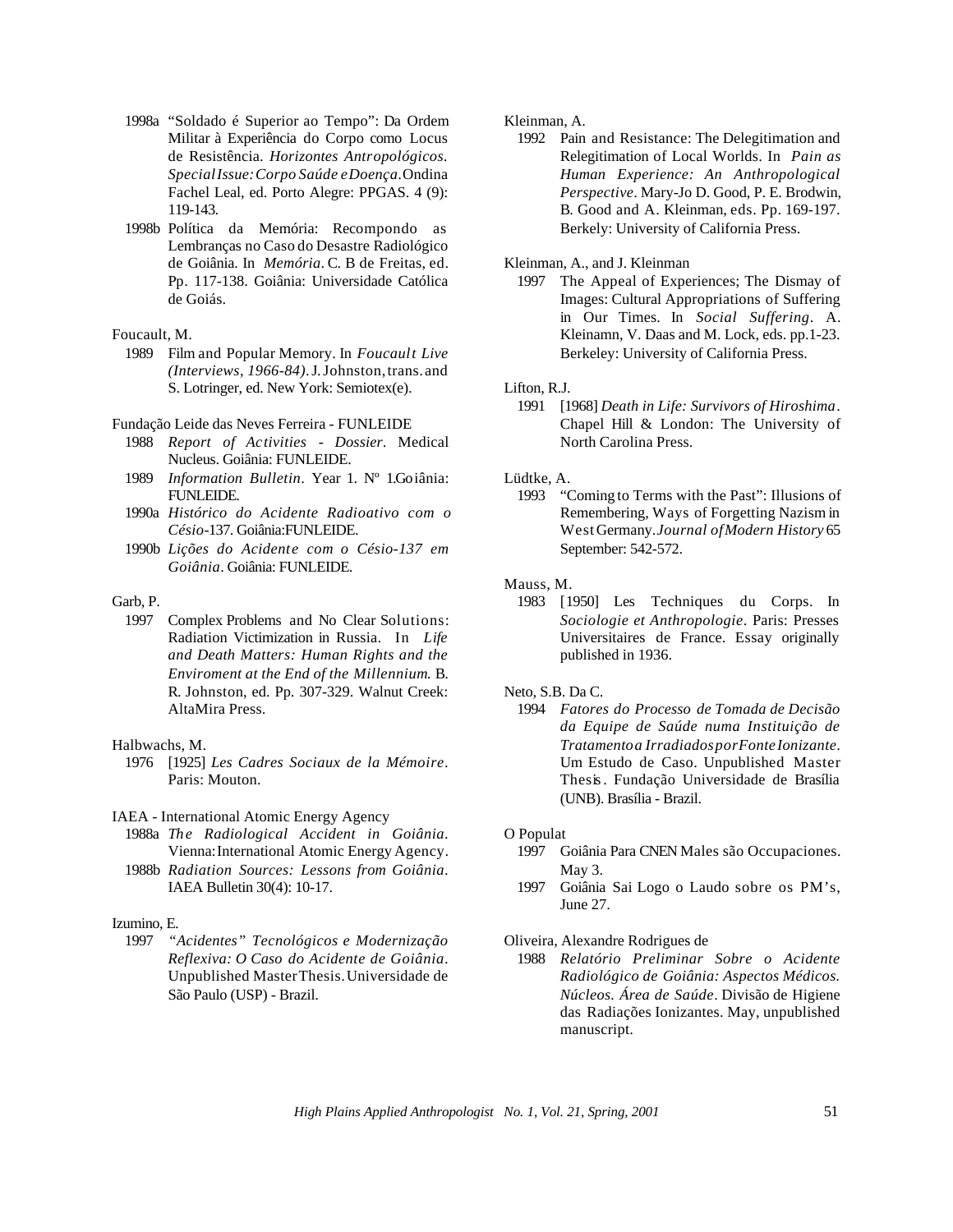1998a "Soldado é Superior ao Tempo": Da Ordem Militar à Experiência do Corpo como Locus de Resistência. *Horizontes Antropológicos. Special Issue: Corpo Saúde e Doença*. Ondina Fachel Leal, ed. Porto Alegre: PPGAS. 4 (9): 119-143.

1998b Política da Memória: Recompondo as Lembranças no Caso do Desastre Radiológico de Goiânia. In *Memória*. C. B de Freitas, ed. Pp. 117-138. Goiânia: Universidade Católica de Goiás.

Foucault, M.

1989 Film and Popular Memory. In *Foucault Live (Interviews, 1966-84)*. J. Johnston, trans. and S. Lotringer, ed. New York: Semiotex(e).

Fundação Leide das Neves Ferreira - FUNLEIDE

1988 *Report of Activities - Dossier*. Medical Nucleus. Goiânia: FUNLEIDE.

1989 *Information Bulletin*. Year 1. Nº 1.Goiânia: FUNLEIDE.

1990a *Histórico do Acidente Radioativo com o Césio-137*. Goiânia:FUNLEIDE.

1990b *Lições do Acidente com o Césio-137 em Goiânia*. Goiânia: FUNLEIDE.

Garb, P.

1997 Complex Problems and No Clear Solutions: Radiation Victimization in Russia. In *Life and Death Matters: Human Rights and the Enviroment at the End of the Millennium.* B. R. Johnston, ed. Pp. 307-329. Walnut Creek: AltaMira Press.

Halbwachs, M.

1976 [1925] *Les Cadres Sociaux de la Mémoire*. Paris: Mouton.

IAEA - International Atomic Energy Agency

1988a *The Radiological Accident in Goiânia*. Vienna: International Atomic Energy Agency.

1988b *Radiation Sources: Lessons from Goiânia*. IAEA Bulletin 30(4): 10-17.

Izumino, E.

1997 *"Acidentes" Tecnológicos e Modernização Reflexiva: O Caso do Acidente de Goiânia*. Unpublished Master Thesis. Universidade de São Paulo (USP) - Brazil.

Kleinman, A.

1992 Pain and Resistance: The Delegitimation and Relegitimation of Local Worlds. In *Pain as Human Experience: An Anthropological Perspective*. Mary-Jo D. Good, P. E. Brodwin, B. Good and A. Kleinman, eds. Pp. 169-197. Berkely: University of California Press.

Kleinman, A., and J. Kleinman

1997 The Appeal of Experiences; The Dismay of Images: Cultural Appropriations of Suffering in Our Times. In *Social Suffering*. A. Kleinamn, V. Daas and M. Lock, eds. pp.1-23. Berkeley: University of California Press.

Lifton, R.J.

1991 [1968] *Death in Life: Survivors of Hiroshima*. Chapel Hill & London: The University of North Carolina Press.

Lüdtke, A.

1993 "Coming to Terms with the Past": Illusions of Remembering, Ways of Forgetting Nazism in West Germany. *Journal of Modern History* 65 September: 542-572.

Mauss, M.

1983 [1950] Les Techniques du Corps. In *Sociologie et Anthropologie*. Paris: Presses Universitaires de France. Essay originally published in 1936.

Neto, S.B. Da C.

1994 *Fatores do Processo de Tomada de Decisão da Equipe de Saúde numa Instituição de Tratamento a Irradiados por Fonte Ionizante*. Um Estudo de Caso. Unpublished Master Thesis. Fundação Universidade de Brasília (UNB). Brasília - Brazil.

O Populat

1997 Goiânia Para CNEN Males são Occupaciones. May 3.

1997 Goiânia Sai Logo o Laudo sobre os PM's, June 27.

Oliveira, Alexandre Rodrigues de

1988 *Relatório Preliminar Sobre o Acidente Radiológico de Goiânia: Aspectos Médicos. Núcleos. Área de Saúde*. Divisão de Higiene das Radiações Ionizantes. May, unpublished manuscript.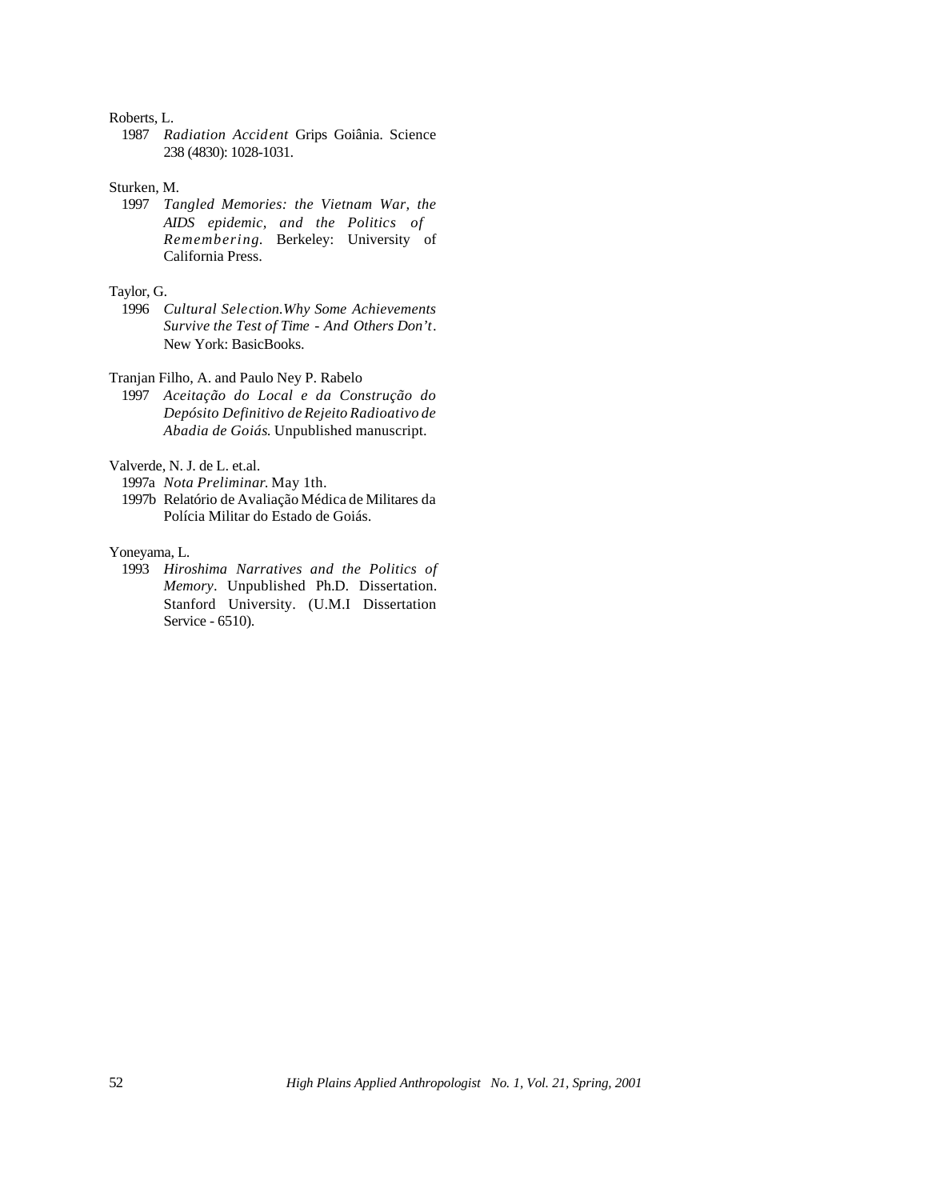Roberts, L.
1987 *Radiation Accident* Grips Goiânia. Science 238 (4830): 1028-1031.

Sturken, M.
1997 *Tangled Memories: the Vietnam War, the AIDS epidemic, and the Politics of Remembering.* Berkeley: University of California Press.

Taylor, G.
1996 *Cultural Selection.Why Some Achievements Survive the Test of Time - And Others Don't*. New York: BasicBooks.

Tranjan Filho, A. and Paulo Ney P. Rabelo
1997 *Aceitação do Local e da Construção do Depósito Definitivo de Rejeito Radioativo de Abadia de Goiás.* Unpublished manuscript.

Valverde, N. J. de L. et.al.
1997a *Nota Preliminar.* May 1th.
1997b Relatório de Avaliação Médica de Militares da Polícia Militar do Estado de Goiás.

Yoneyama, L.
1993 *Hiroshima Narratives and the Politics of Memory*. Unpublished Ph.D. Dissertation. Stanford University. (U.M.I Dissertation Service - 6510).